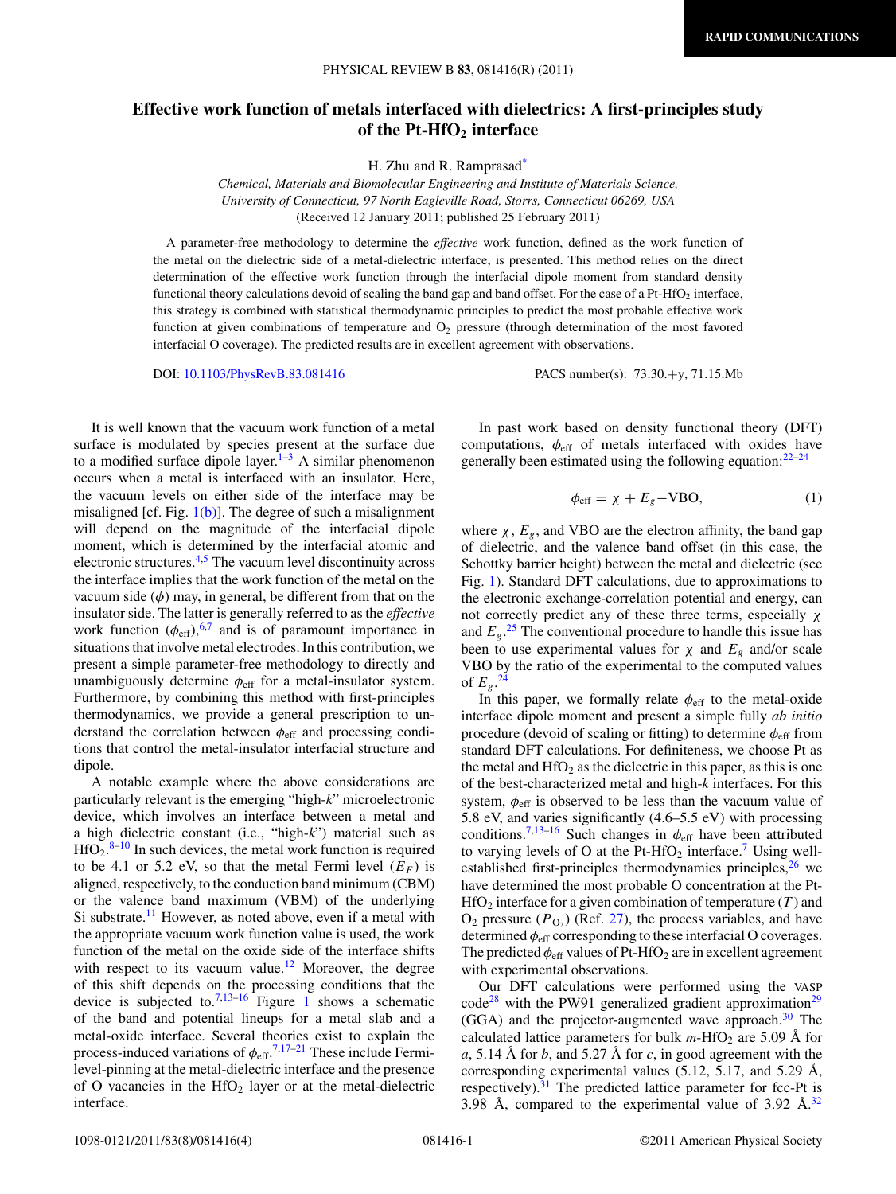# Effective work function of metals interfaced with dielectrics: A first-principles study of the Pt-$HfO_2$ interface

H. Zhu and R. Ramprasad*

*Chemical, Materials and Biomolecular Engineering and Institute of Materials Science, University of Connecticut, 97 North Eagleville Road, Storrs, Connecticut 06269, USA*

(Received 12 January 2011; published 25 February 2011)

A parameter-free methodology to determine the *effective* work function, defined as the work function of the metal on the dielectric side of a metal-dielectric interface, is presented. This method relies on the direct determination of the effective work function through the interfacial dipole moment from standard density functional theory calculations devoid of scaling the band gap and band offset. For the case of a Pt-$HfO_2$ interface, this strategy is combined with statistical thermodynamic principles to predict the most probable effective work function at given combinations of temperature and $O_2$ pressure (through determination of the most favored interfacial O coverage). The predicted results are in excellent agreement with observations.

DOI: 10.1103/PhysRevB.83.081416 PACS number(s): 73.30.+y, 71.15.Mb

It is well known that the vacuum work function of a metal surface is modulated by species present at the surface due to a modified surface dipole layer.[1–3] A similar phenomenon occurs when a metal is interfaced with an insulator. Here, the vacuum levels on either side of the interface may be misaligned [cf. Fig. 1(b)]. The degree of such a misalignment will depend on the magnitude of the interfacial dipole moment, which is determined by the interfacial atomic and electronic structures.[4,5] The vacuum level discontinuity across the interface implies that the work function of the metal on the vacuum side ($\phi$) may, in general, be different from that on the insulator side. The latter is generally referred to as the *effective* work function ($\phi_{\text{eff}}$),[6,7] and is of paramount importance in situations that involve metal electrodes. In this contribution, we present a simple parameter-free methodology to directly and unambiguously determine $\phi_{\text{eff}}$ for a metal-insulator system. Furthermore, by combining this method with first-principles thermodynamics, we provide a general prescription to understand the correlation between $\phi_{\text{eff}}$ and processing conditions that control the metal-insulator interfacial structure and dipole.

A notable example where the above considerations are particularly relevant is the emerging "high-*k*" microelectronic device, which involves an interface between a metal and a high dielectric constant (i.e., "high-*k*") material such as $HfO_2$.[8–10] In such devices, the metal work function is required to be 4.1 or 5.2 eV, so that the metal Fermi level ($E_F$) is aligned, respectively, to the conduction band minimum (CBM) or the valence band maximum (VBM) of the underlying Si substrate.[11] However, as noted above, even if a metal with the appropriate vacuum work function value is used, the work function of the metal on the oxide side of the interface shifts with respect to its vacuum value.[12] Moreover, the degree of this shift depends on the processing conditions that the device is subjected to.[7,13–16] Figure 1 shows a schematic of the band and potential lineups for a metal slab and a metal-oxide interface. Several theories exist to explain the process-induced variations of $\phi_{\text{eff}}$.[7,17–21] These include Fermi-level-pinning at the metal-dielectric interface and the presence of O vacancies in the $HfO_2$ layer or at the metal-dielectric interface.

In past work based on density functional theory (DFT) computations, $\phi_{\text{eff}}$ of metals interfaced with oxides have generally been estimated using the following equation:[22–24]

$$\phi_{\text{eff}} = \chi + E_g - \text{VBO}, \tag{1}$$

where $\chi$, $E_g$, and VBO are the electron affinity, the band gap of dielectric, and the valence band offset (in this case, the Schottky barrier height) between the metal and dielectric (see Fig. 1). Standard DFT calculations, due to approximations to the electronic exchange-correlation potential and energy, can not correctly predict any of these three terms, especially $\chi$ and $E_g$.[25] The conventional procedure to handle this issue has been to use experimental values for $\chi$ and $E_g$ and/or scale VBO by the ratio of the experimental to the computed values of $E_g$.[24]

In this paper, we formally relate $\phi_{\text{eff}}$ to the metal-oxide interface dipole moment and present a simple fully *ab initio* procedure (devoid of scaling or fitting) to determine $\phi_{\text{eff}}$ from standard DFT calculations. For definiteness, we choose Pt as the metal and $HfO_2$ as the dielectric in this paper, as this is one of the best-characterized metal and high-*k* interfaces. For this system, $\phi_{\text{eff}}$ is observed to be less than the vacuum value of 5.8 eV, and varies significantly (4.6–5.5 eV) with processing conditions.[7,13–16] Such changes in $\phi_{\text{eff}}$ have been attributed to varying levels of O at the Pt-$HfO_2$ interface.[7] Using well-established first-principles thermodynamics principles,[26] we have determined the most probable O concentration at the Pt-$HfO_2$ interface for a given combination of temperature ($T$) and $O_2$ pressure ($P_{O_2}$) (Ref. 27), the process variables, and have determined $\phi_{\text{eff}}$ corresponding to these interfacial O coverages. The predicted $\phi_{\text{eff}}$ values of Pt-$HfO_2$ are in excellent agreement with experimental observations.

Our DFT calculations were performed using the VASP code[28] with the PW91 generalized gradient approximation[29] (GGA) and the projector-augmented wave approach.[30] The calculated lattice parameters for bulk *m*-$HfO_2$ are 5.09 Å for *a*, 5.14 Å for *b*, and 5.27 Å for *c*, in good agreement with the corresponding experimental values (5.12, 5.17, and 5.29 Å, respectively).[31] The predicted lattice parameter for fcc-Pt is 3.98 Å, compared to the experimental value of 3.92 Å.[32]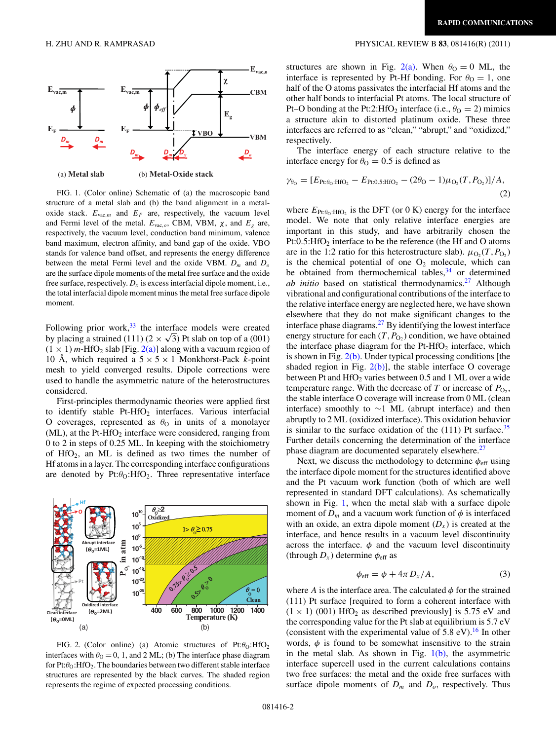FIG. 1. (Color online) Schematic of (a) the macroscopic band structure of a metal slab and (b) the band alignment in a metal-oxide stack. $E_{\mathrm{vac},m}$ and $E_F$ are, respectively, the vacuum level and Fermi level of the metal. $E_{\mathrm{vac},o}$, CBM, VBM, $\chi$, and $E_g$ are, respectively, the vacuum level, conduction band minimum, valence band maximum, electron affinity, and band gap of the oxide. VBO stands for valence band offset, and represents the energy difference between the metal Fermi level and the oxide VBM. $D_m$ and $D_o$ are the surface dipole moments of the metal free surface and the oxide free surface, respectively. $D_x$ is excess interfacial dipole moment, i.e., the total interfacial dipole moment minus the metal free surface dipole moment.

Following prior work,[33] the interface models were created by placing a strained (111) $(2 \times \sqrt{3})$ Pt slab on top of a (001) $(1 \times 1)$ $m$-$HfO_2$ slab [Fig. 2(a)] along with a vacuum region of 10 Å, which required a $5 \times 5 \times 1$ Monkhorst-Pack $k$-point mesh to yield converged results. Dipole corrections were used to handle the asymmetric nature of the heterostructures considered.

First-principles thermodynamic theories were applied first to identify stable Pt-$HfO_2$ interfaces. Various interfacial O coverages, represented as $\theta_O$ in units of a monolayer (ML), at the Pt-$HfO_2$ interface were considered, ranging from 0 to 2 in steps of 0.25 ML. In keeping with the stoichiometry of $HfO_2$, an ML is defined as two times the number of Hf atoms in a layer. The corresponding interface configurations are denoted by Pt:$\theta_O$:$HfO_2$. Three representative interface structures are shown in Fig. 2(a). When $\theta_O = 0$ ML, the interface is represented by Pt-Hf bonding. For $\theta_O = 1$, one half of the O atoms passivates the interfacial Hf atoms and the other half bonds to interfacial Pt atoms. The local structure of Pt–O bonding at the Pt:2:$HfO_2$ interface (i.e., $\theta_O = 2$) mimics a structure akin to distorted platinum oxide. These three interfaces are referred to as "clean," "abrupt," and "oxidized," respectively.

FIG. 2. (Color online) (a) Atomic structures of Pt:$\theta_O$:$HfO_2$ interfaces with $\theta_O = 0$, 1, and 2 ML; (b) The interface phase diagram for Pt:$\theta_O$:$HfO_2$. The boundaries between two different stable interface structures are represented by the black curves. The shaded region represents the regime of expected processing conditions.

The interface energy of each structure relative to the interface energy for $\theta_O = 0.5$ is defined as

$$\gamma_{\theta_O} = [E_{\mathrm{Pt}:\theta_O:\mathrm{HfO}_2} - E_{\mathrm{Pt}:0.5:\mathrm{HfO}_2} - (2\theta_O - 1)\mu_{O_2}(T, P_{O_2})]/A, \tag{2}$$

where $E_{\mathrm{Pt}:\theta_O:\mathrm{HfO}_2}$ is the DFT (or 0 K) energy for the interface model. We note that only relative interface energies are important in this study, and have arbitrarily chosen the Pt:0.5:$HfO_2$ interface to be the reference (the Hf and O atoms are in the 1:2 ratio for this heterostructure slab). $\mu_{O_2}(T, P_{O_2})$ is the chemical potential of one $O_2$ molecule, which can be obtained from thermochemical tables,[34] or determined *ab initio* based on statistical thermodynamics.[27] Although vibrational and configurational contributions of the interface to the relative interface energy are neglected here, we have shown elsewhere that they do not make significant changes to the interface phase diagrams.[27] By identifying the lowest interface energy structure for each $(T, P_{O_2})$ condition, we have obtained the interface phase diagram for the Pt-$HfO_2$ interface, which is shown in Fig. 2(b). Under typical processing conditions [the shaded region in Fig. 2(b)], the stable interface O coverage between Pt and $HfO_2$ varies between 0.5 and 1 ML over a wide temperature range. With the decrease of $T$ or increase of $P_{O_2}$, the stable interface O coverage will increase from 0 ML (clean interface) smoothly to $\sim$1 ML (abrupt interface) and then abruptly to 2 ML (oxidized interface). This oxidation behavior is similar to the surface oxidation of the (111) Pt surface.[35] Further details concerning the determination of the interface phase diagram are documented separately elsewhere.[27]

Next, we discuss the methodology to determine $\phi_{\mathrm{eff}}$ using the interface dipole moment for the structures identified above and the Pt vacuum work function (both of which are well represented in standard DFT calculations). As schematically shown in Fig. 1, when the metal slab with a surface dipole moment of $D_m$ and a vacuum work function of $\phi$ is interfaced with an oxide, an extra dipole moment ($D_x$) is created at the interface, and hence results in a vacuum level discontinuity across the interface. $\phi$ and the vacuum level discontinuity (through $D_x$) determine $\phi_{\mathrm{eff}}$ as

$$\phi_{\mathrm{eff}} = \phi + 4\pi D_x/A, \tag{3}$$

where $A$ is the interface area. The calculated $\phi$ for the strained (111) Pt surface [required to form a coherent interface with $(1 \times 1)$ (001) $HfO_2$ as described previously] is 5.75 eV and the corresponding value for the Pt slab at equilibrium is 5.7 eV (consistent with the experimental value of 5.8 eV).[16] In other words, $\phi$ is found to be somewhat insensitive to the strain in the metal slab. As shown in Fig. 1(b), the asymmetric interface supercell used in the current calculations contains two free surfaces: the metal and the oxide free surfaces with surface dipole moments of $D_m$ and $D_o$, respectively. Thus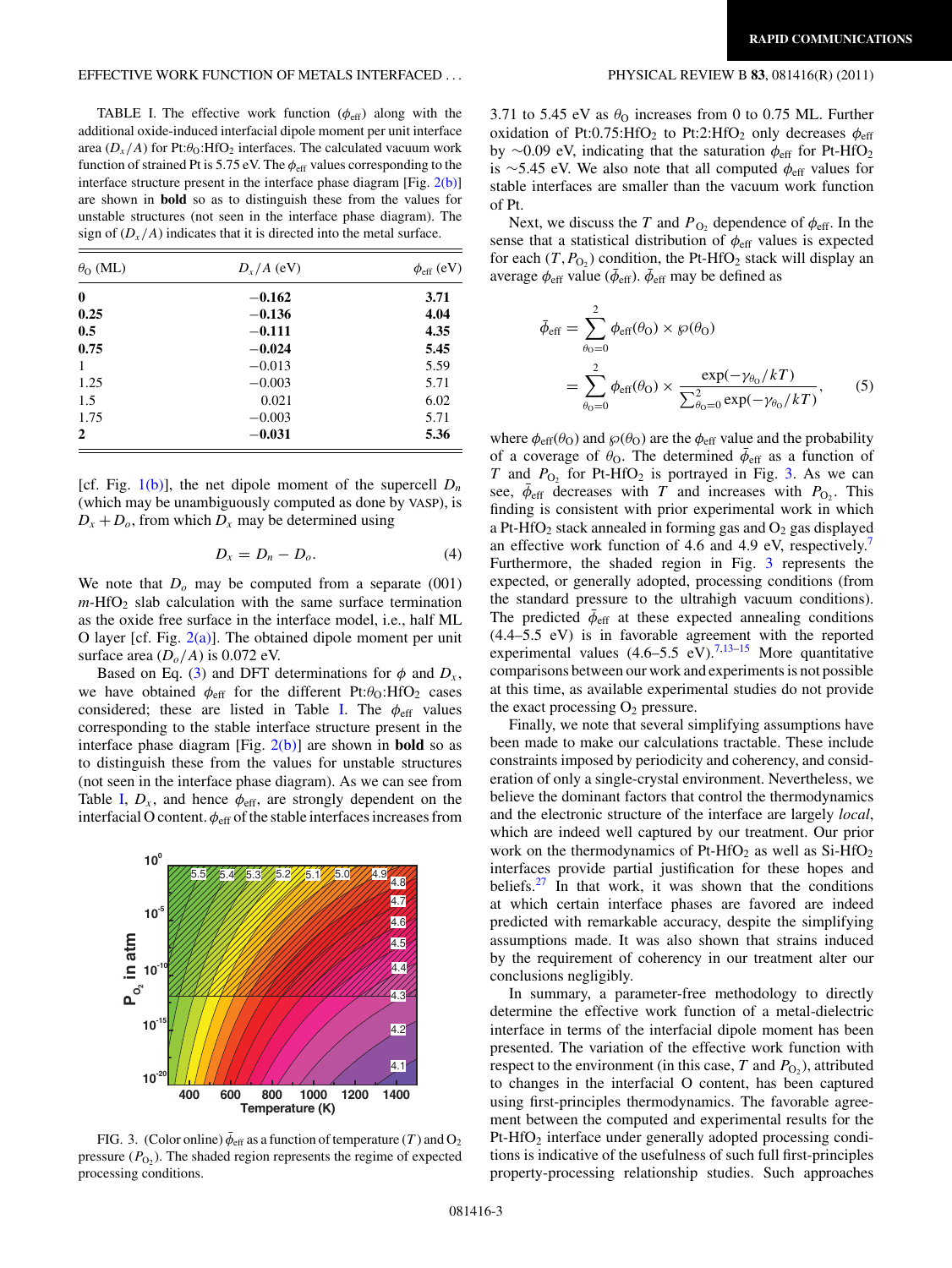TABLE I. The effective work function ($\phi_{\text{eff}}$) along with the additional oxide-induced interfacial dipole moment per unit interface area ($D_x/A$) for Pt:$\theta_O$:$HfO_2$ interfaces. The calculated vacuum work function of strained Pt is 5.75 eV. The $\phi_{\text{eff}}$ values corresponding to the interface structure present in the interface phase diagram [Fig. 2(b)] are shown in **bold** so as to distinguish these from the values for unstable structures (not seen in the interface phase diagram). The sign of ($D_x/A$) indicates that it is directed into the metal surface.

| $\theta_O$ (ML) | $D_x/A$ (eV) | $\phi_{\text{eff}}$ (eV) |
|---|---|---|
| **0** | **−0.162** | **3.71** |
| **0.25** | **−0.136** | **4.04** |
| **0.5** | **−0.111** | **4.35** |
| **0.75** | **−0.024** | **5.45** |
| 1 | −0.013 | 5.59 |
| 1.25 | −0.003 | 5.71 |
| 1.5 | 0.021 | 6.02 |
| 1.75 | −0.003 | 5.71 |
| **2** | **−0.031** | **5.36** |

[cf. Fig. 1(b)], the net dipole moment of the supercell $D_n$ (which may be unambiguously computed as done by VASP), is $D_x + D_o$, from which $D_x$ may be determined using

$$D_x = D_n - D_o. \tag{4}$$

We note that $D_o$ may be computed from a separate (001) $m$-$HfO_2$ slab calculation with the same surface termination as the oxide free surface in the interface model, i.e., half ML O layer [cf. Fig. 2(a)]. The obtained dipole moment per unit surface area ($D_o/A$) is 0.072 eV.

Based on Eq. (3) and DFT determinations for $\phi$ and $D_x$, we have obtained $\phi_{\text{eff}}$ for the different Pt:$\theta_O$:$HfO_2$ cases considered; these are listed in Table I. The $\phi_{\text{eff}}$ values corresponding to the stable interface structure present in the interface phase diagram [Fig. 2(b)] are shown in **bold** so as to distinguish these from the values for unstable structures (not seen in the interface phase diagram). As we can see from Table I, $D_x$, and hence $\phi_{\text{eff}}$, are strongly dependent on the interfacial O content. $\phi_{\text{eff}}$ of the stable interfaces increases from 3.71 to 5.45 eV as $\theta_O$ increases from 0 to 0.75 ML. Further oxidation of Pt:0.75:$HfO_2$ to Pt:2:$HfO_2$ only decreases $\phi_{\text{eff}}$ by ∼0.09 eV, indicating that the saturation $\phi_{\text{eff}}$ for Pt-$HfO_2$ is ∼5.45 eV. We also note that all computed $\phi_{\text{eff}}$ values for stable interfaces are smaller than the vacuum work function of Pt.

FIG. 3. (Color online) $\bar{\phi}_{\text{eff}}$ as a function of temperature ($T$) and $O_2$ pressure ($P_{O_2}$). The shaded region represents the regime of expected processing conditions.

Next, we discuss the $T$ and $P_{O_2}$ dependence of $\phi_{\text{eff}}$. In the sense that a statistical distribution of $\phi_{\text{eff}}$ values is expected for each $(T, P_{O_2})$ condition, the Pt-$HfO_2$ stack will display an average $\phi_{\text{eff}}$ value ($\bar{\phi}_{\text{eff}}$). $\bar{\phi}_{\text{eff}}$ may be defined as

$$\bar{\phi}_{\text{eff}} = \sum_{\theta_O=0}^{2} \phi_{\text{eff}}(\theta_O) \times \wp(\theta_O)$$
$$= \sum_{\theta_O=0}^{2} \phi_{\text{eff}}(\theta_O) \times \frac{\exp(-\gamma_{\theta_O}/kT)}{\sum_{\theta_O=0}^{2} \exp(-\gamma_{\theta_O}/kT)}, \tag{5}$$

where $\phi_{\text{eff}}(\theta_O)$ and $\wp(\theta_O)$ are the $\phi_{\text{eff}}$ value and the probability of a coverage of $\theta_O$. The determined $\bar{\phi}_{\text{eff}}$ as a function of $T$ and $P_{O_2}$ for Pt-$HfO_2$ is portrayed in Fig. 3. As we can see, $\bar{\phi}_{\text{eff}}$ decreases with $T$ and increases with $P_{O_2}$. This finding is consistent with prior experimental work in which a Pt-$HfO_2$ stack annealed in forming gas and $O_2$ gas displayed an effective work function of 4.6 and 4.9 eV, respectively.[7] Furthermore, the shaded region in Fig. 3 represents the expected, or generally adopted, processing conditions (from the standard pressure to the ultrahigh vacuum conditions). The predicted $\bar{\phi}_{\text{eff}}$ at these expected annealing conditions (4.4–5.5 eV) is in favorable agreement with the reported experimental values (4.6–5.5 eV).[7,13–15] More quantitative comparisons between our work and experiments is not possible at this time, as available experimental studies do not provide the exact processing $O_2$ pressure.

Finally, we note that several simplifying assumptions have been made to make our calculations tractable. These include constraints imposed by periodicity and coherency, and consideration of only a single-crystal environment. Nevertheless, we believe the dominant factors that control the thermodynamics and the electronic structure of the interface are largely *local*, which are indeed well captured by our treatment. Our prior work on the thermodynamics of Pt-$HfO_2$ as well as Si-$HfO_2$ interfaces provide partial justification for these hopes and beliefs.[27] In that work, it was shown that the conditions at which certain interface phases are favored are indeed predicted with remarkable accuracy, despite the simplifying assumptions made. It was also shown that strains induced by the requirement of coherency in our treatment alter our conclusions negligibly.

In summary, a parameter-free methodology to directly determine the effective work function of a metal-dielectric interface in terms of the interfacial dipole moment has been presented. The variation of the effective work function with respect to the environment (in this case, $T$ and $P_{O_2}$), attributed to changes in the interfacial O content, has been captured using first-principles thermodynamics. The favorable agreement between the computed and experimental results for the Pt-$HfO_2$ interface under generally adopted processing conditions is indicative of the usefulness of such full first-principles property-processing relationship studies. Such approaches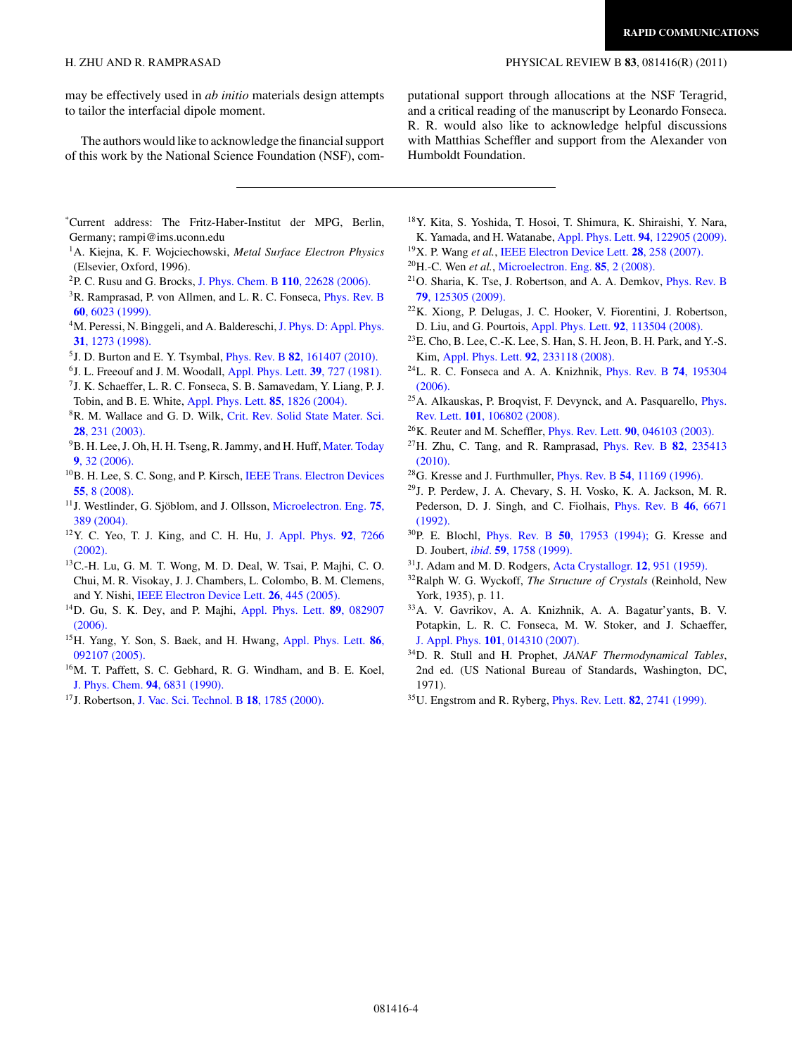may be effectively used in *ab initio* materials design attempts to tailor the interfacial dipole moment.

The authors would like to acknowledge the financial support of this work by the National Science Foundation (NSF), computational support through allocations at the NSF Teragrid, and a critical reading of the manuscript by Leonardo Fonseca. R. R. would also like to acknowledge helpful discussions with Matthias Scheffler and support from the Alexander von Humboldt Foundation.

---

[*]Current address: The Fritz-Haber-Institut der MPG, Berlin, Germany; rampi@ims.uconn.edu

[1]A. Kiejna, K. F. Wojciechowski, *Metal Surface Electron Physics* (Elsevier, Oxford, 1996).

[2]P. C. Rusu and G. Brocks, J. Phys. Chem. B **110**, 22628 (2006).

[3]R. Ramprasad, P. von Allmen, and L. R. C. Fonseca, Phys. Rev. B **60**, 6023 (1999).

[4]M. Peressi, N. Binggeli, and A. Baldereschi, J. Phys. D: Appl. Phys. **31**, 1273 (1998).

[5]J. D. Burton and E. Y. Tsymbal, Phys. Rev. B **82**, 161407 (2010).

[6]J. L. Freeouf and J. M. Woodall, Appl. Phys. Lett. **39**, 727 (1981).

[7]J. K. Schaeffer, L. R. C. Fonseca, S. B. Samavedam, Y. Liang, P. J. Tobin, and B. E. White, Appl. Phys. Lett. **85**, 1826 (2004).

[8]R. M. Wallace and G. D. Wilk, Crit. Rev. Solid State Mater. Sci. **28**, 231 (2003).

[9]B. H. Lee, J. Oh, H. H. Tseng, R. Jammy, and H. Huff, Mater. Today **9**, 32 (2006).

[10]B. H. Lee, S. C. Song, and P. Kirsch, IEEE Trans. Electron Devices **55**, 8 (2008).

[11]J. Westlinder, G. Sjöblom, and J. Ollsson, Microelectron. Eng. **75**, 389 (2004).

[12]Y. C. Yeo, T. J. King, and C. H. Hu, J. Appl. Phys. **92**, 7266 (2002).

[13]C.-H. Lu, G. M. T. Wong, M. D. Deal, W. Tsai, P. Majhi, C. O. Chui, M. R. Visokay, J. J. Chambers, L. Colombo, B. M. Clemens, and Y. Nishi, IEEE Electron Device Lett. **26**, 445 (2005).

[14]D. Gu, S. K. Dey, and P. Majhi, Appl. Phys. Lett. **89**, 082907 (2006).

[15]H. Yang, Y. Son, S. Baek, and H. Hwang, Appl. Phys. Lett. **86**, 092107 (2005).

[16]M. T. Paffett, S. C. Gebhard, R. G. Windham, and B. E. Koel, J. Phys. Chem. **94**, 6831 (1990).

[17]J. Robertson, J. Vac. Sci. Technol. B **18**, 1785 (2000).

[18]Y. Kita, S. Yoshida, T. Hosoi, T. Shimura, K. Shiraishi, Y. Nara, K. Yamada, and H. Watanabe, Appl. Phys. Lett. **94**, 122905 (2009).

[19]X. P. Wang *et al.*, IEEE Electron Device Lett. **28**, 258 (2007).

[20]H.-C. Wen *et al.*, Microelectron. Eng. **85**, 2 (2008).

[21]O. Sharia, K. Tse, J. Robertson, and A. A. Demkov, Phys. Rev. B **79**, 125305 (2009).

[22]K. Xiong, P. Delugas, J. C. Hooker, V. Fiorentini, J. Robertson, D. Liu, and G. Pourtois, Appl. Phys. Lett. **92**, 113504 (2008).

[23]E. Cho, B. Lee, C.-K. Lee, S. Han, S. H. Jeon, B. H. Park, and Y.-S. Kim, Appl. Phys. Lett. **92**, 233118 (2008).

[24]L. R. C. Fonseca and A. A. Knizhnik, Phys. Rev. B **74**, 195304 (2006).

[25]A. Alkauskas, P. Broqvist, F. Devynck, and A. Pasquarello, Phys. Rev. Lett. **101**, 106802 (2008).

[26]K. Reuter and M. Scheffler, Phys. Rev. Lett. **90**, 046103 (2003).

[27]H. Zhu, C. Tang, and R. Ramprasad, Phys. Rev. B **82**, 235413 (2010).

[28]G. Kresse and J. Furthmuller, Phys. Rev. B **54**, 11169 (1996).

[29]J. P. Perdew, J. A. Chevary, S. H. Vosko, K. A. Jackson, M. R. Pederson, D. J. Singh, and C. Fiolhais, Phys. Rev. B **46**, 6671 (1992).

[30]P. E. Blochl, Phys. Rev. B **50**, 17953 (1994); G. Kresse and D. Joubert, *ibid*. **59**, 1758 (1999).

[31]J. Adam and M. D. Rodgers, Acta Crystallogr. **12**, 951 (1959).

[32]Ralph W. G. Wyckoff, *The Structure of Crystals* (Reinhold, New York, 1935), p. 11.

[33]A. V. Gavrikov, A. A. Knizhnik, A. A. Bagatur'yants, B. V. Potapkin, L. R. C. Fonseca, M. W. Stoker, and J. Schaeffer, J. Appl. Phys. **101**, 014310 (2007).

[34]D. R. Stull and H. Prophet, *JANAF Thermodynamical Tables*, 2nd ed. (US National Bureau of Standards, Washington, DC, 1971).

[35]U. Engstrom and R. Ryberg, Phys. Rev. Lett. **82**, 2741 (1999).